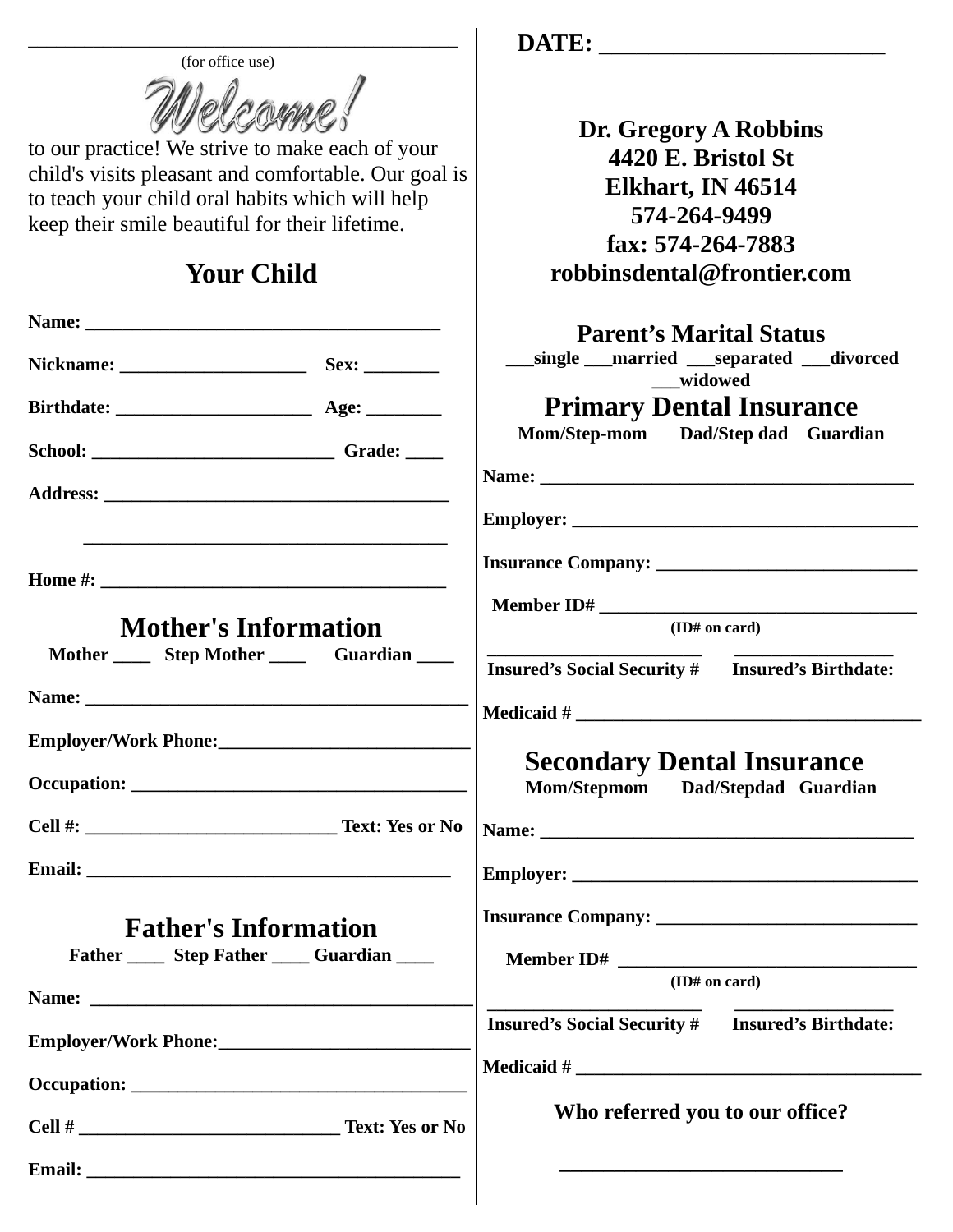______________________________________________

(for office use)

**Welcome!** to our practice! We strive to make each of your child's visits pleasant and comfortable. Our goal is to teach your child oral habits which will help keep their smile beautiful for their lifetime.

## Your Child

**Name:** ______________________________________

**Nickname:** ___________________ **Sex:** ________

**Birthdate:** _____________________ **Age:** ________

**School:** _________________________ **Grade:** ____

**Address:** _____________________________________

______________________________________

**Home #:** _____________________________________

## Mother's Information

**Mother ____ Step Mother ____ Guardian ____**

**Name:** _________________________________________

**Employer/Work Phone:**__________________________

**Occupation:** ___________________________________

**Cell #:** ___________________________ **Text: Yes or No**

**Email:** ________________________________________

## Father's Information

**Father ____ Step Father ____ Guardian ____**

**Name:** _________________________________________

**Employer/Work Phone:**__________________________

**Occupation:** ___________________________________

**Cell #** ____________________________ **Text: Yes or No**

**Email:** ________________________________________

**DATE:** ______________________

**Dr. Gregory A Robbins**
**4420 E. Bristol St**
**Elkhart, IN 46514**
**574-264-9499**
**fax: 574-264-7883**
**robbinsdental@frontier.com**

## Parent's Marital Status

**___single ___married ___separated ___divorced ___widowed**

## Primary Dental Insurance

**Mom/Step-mom Dad/Step dad Guardian**

**Name:** _________________________________________

**Employer:** ______________________________________

**Insurance Company:** ___________________________

**Member ID#** ________________________________
**(ID# on card)**

_______________________ _________________
**Insured's Social Security # Insured's Birthdate:**

**Medicaid #** ____________________________________

## Secondary Dental Insurance

**Mom/Stepmom Dad/Stepdad Guardian**

**Name:** _________________________________________

**Employer:** ______________________________________

**Insurance Company:** ___________________________

**Member ID#** ________________________________
**(ID# on card)**

_______________________ _________________
**Insured's Social Security # Insured's Birthdate:**

**Medicaid #** ____________________________________

**Who referred you to our office?**

___________________________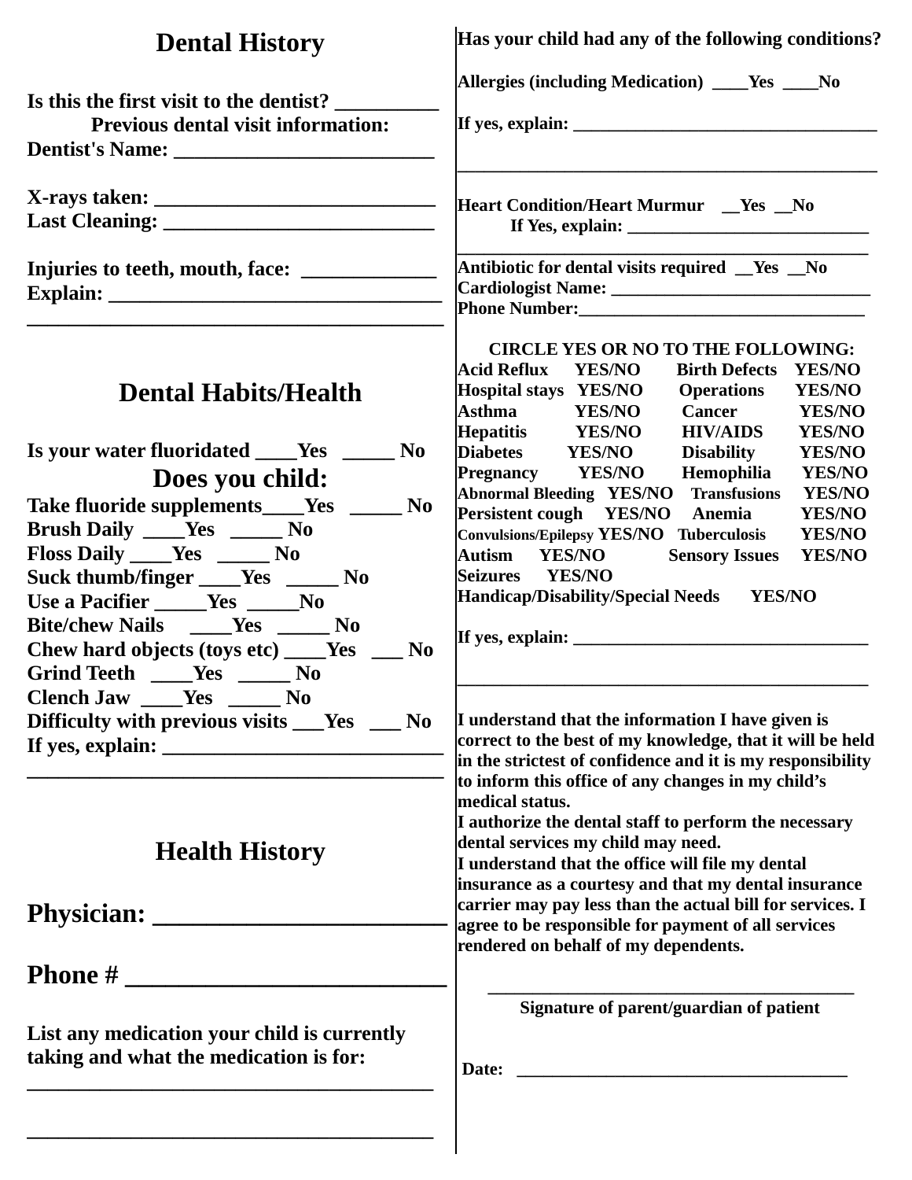## Dental History

**Is this the first visit to the dentist? __________**

**Previous dental visit information:**

**Dentist's Name: _________________________**

**X-rays taken: ___________________________**

**Last Cleaning: __________________________**

**Injuries to teeth, mouth, face: _____________**

**Explain: ________________________________**

**________________________________________**

## Dental Habits/Health

**Is your water fluoridated ____Yes _____ No**

### Does you child:

**Take fluoride supplements____Yes _____ No**

**Brush Daily ____Yes _____ No**

**Floss Daily ____Yes _____ No**

**Suck thumb/finger ____Yes _____ No**

**Use a Pacifier _____Yes _____No**

**Bite/chew Nails ____Yes _____ No**

**Chew hard objects (toys etc) ____Yes ___ No**

**Grind Teeth ____Yes _____ No**

**Clench Jaw ____Yes _____ No**

**Difficulty with previous visits ___Yes ___ No**

**If yes, explain: __________________________**

**________________________________________**

## Health History

**Physician: ______________________**

**Phone # ________________________**

**List any medication your child is currently taking and what the medication is for:**

**______________________________________**

**______________________________________**

**Has your child had any of the following conditions?**

**Allergies (including Medication) ____Yes ____No**

**If yes, explain: ________________________________**

**_____________________________________________**

**Heart Condition/Heart Murmur __Yes __No**

**If Yes, explain: __________________________**

**_____________________________________________**

**Antibiotic for dental visits required __Yes __No**

**Cardiologist Name: ___________________________**

**Phone Number:______________________________**

**CIRCLE YES OR NO TO THE FOLLOWING:**

| | | | |
|---|---|---|---|
| **Acid Reflux** | **YES/NO** | **Birth Defects** | **YES/NO** |
| **Hospital stays** | **YES/NO** | **Operations** | **YES/NO** |
| **Asthma** | **YES/NO** | **Cancer** | **YES/NO** |
| **Hepatitis** | **YES/NO** | **HIV/AIDS** | **YES/NO** |
| **Diabetes** | **YES/NO** | **Disability** | **YES/NO** |
| **Pregnancy** | **YES/NO** | **Hemophilia** | **YES/NO** |
| **Abnormal Bleeding** | **YES/NO** | **Transfusions** | **YES/NO** |
| **Persistent cough** | **YES/NO** | **Anemia** | **YES/NO** |
| **Convulsions/Epilepsy** | **YES/NO** | **Tuberculosis** | **YES/NO** |
| **Autism** | **YES/NO** | **Sensory Issues** | **YES/NO** |
| **Seizures** | **YES/NO** | | |
| **Handicap/Disability/Special Needs** | **YES/NO** | | |

**If yes, explain: _______________________________**

**_____________________________________________**

**I understand that the information I have given is correct to the best of my knowledge, that it will be held in the strictest of confidence and it is my responsibility to inform this office of any changes in my child's medical status.**

**I authorize the dental staff to perform the necessary dental services my child may need.**

**I understand that the office will file my dental insurance as a courtesy and that my dental insurance carrier may pay less than the actual bill for services. I agree to be responsible for payment of all services rendered on behalf of my dependents.**

**_______________________________________**

**Signature of parent/guardian of patient**

**Date: ____________________________________**